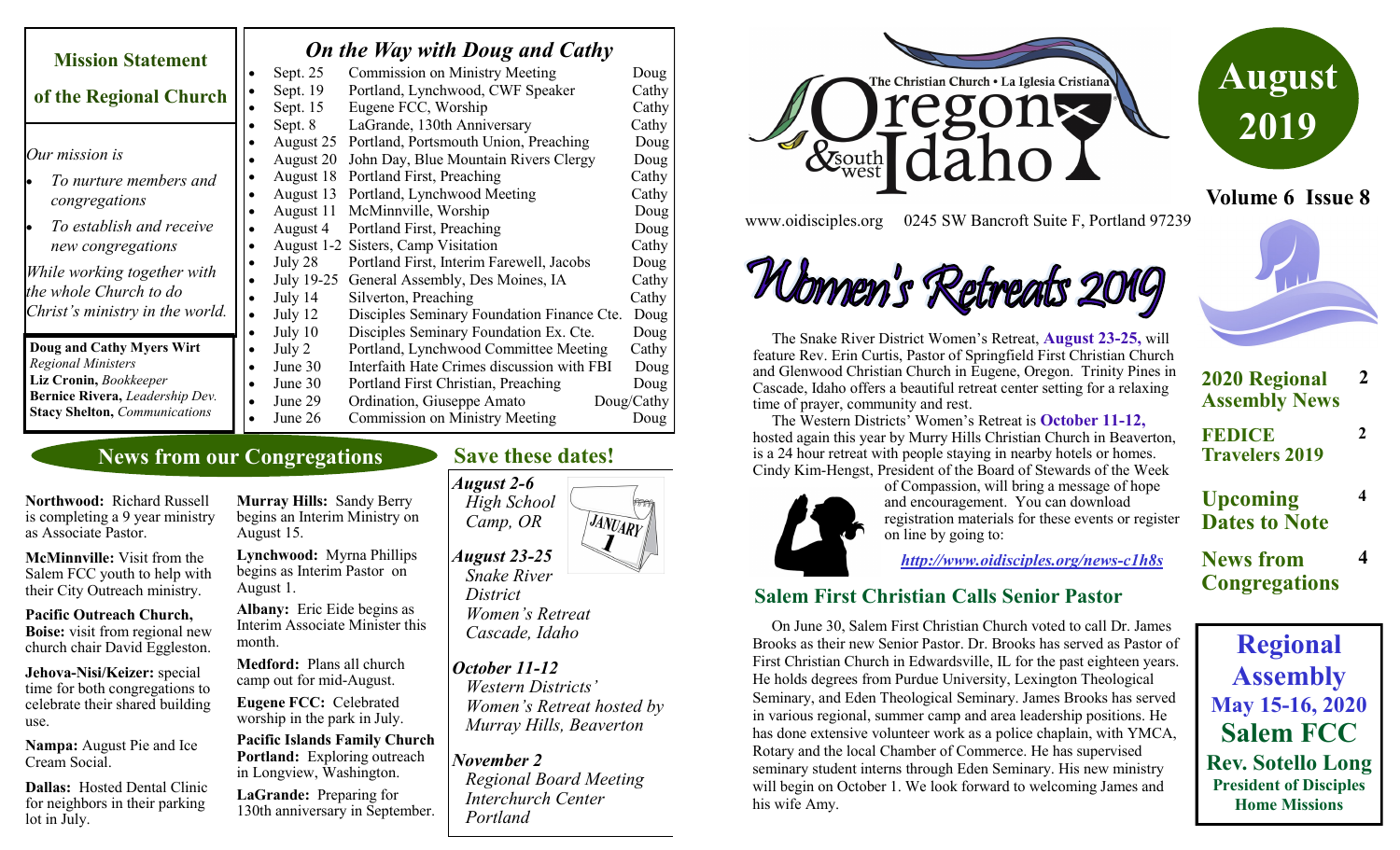# August 2019

**Volume 6 Issue 8**

The Christian Church • La Iglesia Cristiana — Oregon & southwest Idaho

www.oidisciples.org    0245 SW Bancroft Suite F, Portland 97239

## Mission Statement of the Regional Church

*Our mission is*

- *To nurture members and congregations*
- *To establish and receive new congregations*

*While working together with the whole Church to do Christ's ministry in the world.*

**Doug and Cathy Myers Wirt** *Regional Ministers*
**Liz Cronin,** *Bookkeeper*
**Bernice Rivera,** *Leadership Dev.*
**Stacy Shelton,** *Communications*

## *On the Way with Doug and Cathy*

| Date | Event | Who |
|---|---|---|
| Sept. 25 | Commission on Ministry Meeting | Doug |
| Sept. 19 | Portland, Lynchwood, CWF Speaker | Cathy |
| Sept. 15 | Eugene FCC, Worship | Cathy |
| Sept. 8 | LaGrande, 130th Anniversary | Cathy |
| August 25 | Portland, Portsmouth Union, Preaching | Doug |
| August 20 | John Day, Blue Mountain Rivers Clergy | Doug |
| August 18 | Portland First, Preaching | Cathy |
| August 13 | Portland, Lynchwood Meeting | Cathy |
| August 11 | McMinnville, Worship | Doug |
| August 4 | Portland First, Preaching | Doug |
| August 1-2 | Sisters, Camp Visitation | Cathy |
| July 28 | Portland First, Interim Farewell, Jacobs | Doug |
| July 19-25 | General Assembly, Des Moines, IA | Cathy |
| July 14 | Silverton, Preaching | Cathy |
| July 12 | Disciples Seminary Foundation Finance Cte. | Doug |
| July 10 | Disciples Seminary Foundation Ex. Cte. | Doug |
| July 2 | Portland, Lynchwood Committee Meeting | Cathy |
| June 30 | Interfaith Hate Crimes discussion with FBI | Doug |
| June 30 | Portland First Christian, Preaching | Doug |
| June 29 | Ordination, Giuseppe Amato | Doug/Cathy |
| June 26 | Commission on Ministry Meeting | Doug |

## News from our Congregations

**Northwood:** Richard Russell is completing a 9 year ministry as Associate Pastor.

**McMinnville:** Visit from the Salem FCC youth to help with their City Outreach ministry.

**Pacific Outreach Church, Boise:** visit from regional new church chair David Eggleston.

**Jehova-Nisi/Keizer:** special time for both congregations to celebrate their shared building use.

**Nampa:** August Pie and Ice Cream Social.

**Dallas:** Hosted Dental Clinic for neighbors in their parking lot in July.

**Murray Hills:** Sandy Berry begins an Interim Ministry on August 15.

**Lynchwood:** Myrna Phillips begins as Interim Pastor on August 1.

**Albany:** Eric Eide begins as Interim Associate Minister this month.

**Medford:** Plans all church camp out for mid-August.

**Eugene FCC:** Celebrated worship in the park in July.

**Pacific Islands Family Church Portland:** Exploring outreach in Longview, Washington.

**LaGrande:** Preparing for 130th anniversary in September.

## Save these dates!

*August 2-6*
*High School Camp, OR*

*August 23-25*
*Snake River District Women's Retreat Cascade, Idaho*

*October 11-12*
*Western Districts' Women's Retreat hosted by Murray Hills, Beaverton*

*November 2*
*Regional Board Meeting Interchurch Center Portland*

## Women's Retreats 2019

The Snake River District Women's Retreat, **August 23-25,** will feature Rev. Erin Curtis, Pastor of Springfield First Christian Church and Glenwood Christian Church in Eugene, Oregon. Trinity Pines in Cascade, Idaho offers a beautiful retreat center setting for a relaxing time of prayer, community and rest.

The Western Districts' Women's Retreat is **October 11-12,** hosted again this year by Murry Hills Christian Church in Beaverton, is a 24 hour retreat with people staying in nearby hotels or homes. Cindy Kim-Hengst, President of the Board of Stewards of the Week of Compassion, will bring a message of hope and encouragement. You can download registration materials for these events or register on line by going to:

***http://www.oidisciples.org/news-c1h8s***

## Salem First Christian Calls Senior Pastor

On June 30, Salem First Christian Church voted to call Dr. James Brooks as their new Senior Pastor. Dr. Brooks has served as Pastor of First Christian Church in Edwardsville, IL for the past eighteen years. He holds degrees from Purdue University, Lexington Theological Seminary, and Eden Theological Seminary. James Brooks has served in various regional, summer camp and area leadership positions. He has done extensive volunteer work as a police chaplain, with YMCA, Rotary and the local Chamber of Commerce. He has supervised seminary student interns through Eden Seminary. His new ministry will begin on October 1. We look forward to welcoming James and his wife Amy.

| In this issue | Page |
|---|---|
| 2020 Regional Assembly News | 2 |
| FEDICE Travelers 2019 | 2 |
| Upcoming Dates to Note | 4 |
| News from Congregations | 4 |

**Regional Assembly**
**May 15-16, 2020**
**Salem FCC**
**Rev. Sotello Long**
**President of Disciples Home Missions**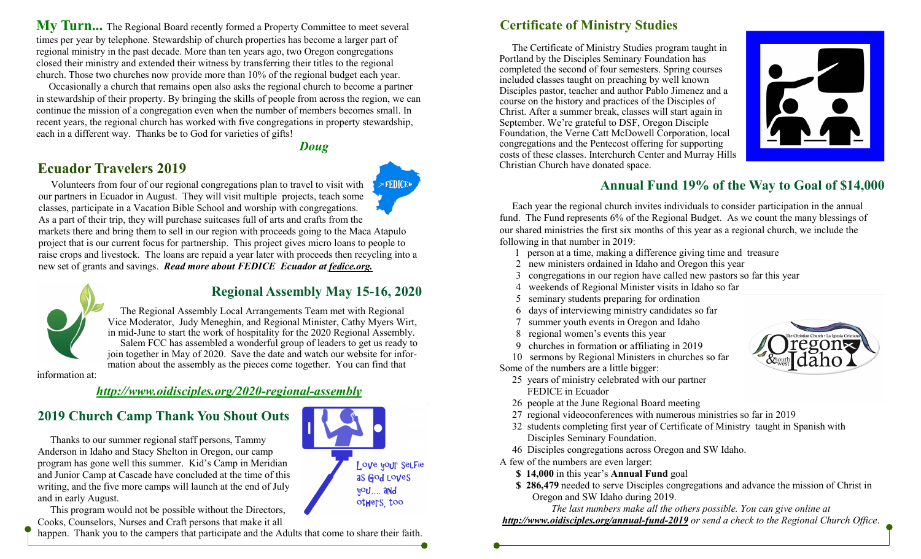**My Turn...** The Regional Board recently formed a Property Committee to meet several times per year by telephone. Stewardship of church properties has become a larger part of regional ministry in the past decade. More than ten years ago, two Oregon congregations closed their ministry and extended their witness by transferring their titles to the regional church. Those two churches now provide more than 10% of the regional budget each year.

Occasionally a church that remains open also asks the regional church to become a partner in stewardship of their property. By bringing the skills of people from across the region, we can continue the mission of a congregation even when the number of members becomes small. In recent years, the regional church has worked with five congregations in property stewardship, each in a different way. Thanks be to God for varieties of gifts!

*Doug*

## Ecuador Travelers 2019

Volunteers from four of our regional congregations plan to travel to visit with our partners in Ecuador in August. They will visit multiple projects, teach some classes, participate in a Vacation Bible School and worship with congregations. As a part of their trip, they will purchase suitcases full of arts and crafts from the markets there and bring them to sell in our region with proceeds going to the Maca Atapulo project that is our current focus for partnership. This project gives micro loans to people to raise crops and livestock. The loans are repaid a year later with proceeds then recycling into a new set of grants and savings. ***Read more about FEDICE Ecuador at fedice.org.***

## Regional Assembly May 15-16, 2020

The Regional Assembly Local Arrangements Team met with Regional Vice Moderator, Judy Meneghin, and Regional Minister, Cathy Myers Wirt, in mid-June to start the work of hospitality for the 2020 Regional Assembly.

Salem FCC has assembled a wonderful group of leaders to get us ready to join together in May of 2020. Save the date and watch our website for information about the assembly as the pieces come together. You can find that information at:

***http://www.oidisciples.org/2020-regional-assembly***

## 2019 Church Camp Thank You Shout Outs

Thanks to our summer regional staff persons, Tammy Anderson in Idaho and Stacy Shelton in Oregon, our camp program has gone well this summer. Kid's Camp in Meridian and Junior Camp at Cascade have concluded at the time of this writing, and the five more camps will launch at the end of July and in early August.

This program would not be possible without the Directors, Cooks, Counselors, Nurses and Craft persons that make it all happen. Thank you to the campers that participate and the Adults that come to share their faith.

Love your Selfie as God loves you.... and others, too

## Certificate of Ministry Studies

The Certificate of Ministry Studies program taught in Portland by the Disciples Seminary Foundation has completed the second of four semesters. Spring courses included classes taught on preaching by well known Disciples pastor, teacher and author Pablo Jimenez and a course on the history and practices of the Disciples of Christ. After a summer break, classes will start again in September. We're grateful to DSF, Oregon Disciple Foundation, the Verne Catt McDowell Corporation, local congregations and the Pentecost offering for supporting costs of these classes. Interchurch Center and Murray Hills Christian Church have donated space.

## Annual Fund 19% of the Way to Goal of $14,000

Each year the regional church invites individuals to consider participation in the annual fund. The Fund represents 6% of the Regional Budget. As we count the many blessings of our shared ministries the first six months of this year as a regional church, we include the following in that number in 2019:

1 person at a time, making a difference giving time and treasure
2 new ministers ordained in Idaho and Oregon this year
3 congregations in our region have called new pastors so far this year
4 weekends of Regional Minister visits in Idaho so far
5 seminary students preparing for ordination
6 days of interviewing ministry candidates so far
7 summer youth events in Oregon and Idaho
8 regional women's events this year
9 churches in formation or affiliating in 2019
10 sermons by Regional Ministers in churches so far

Some of the numbers are a little bigger:

25 years of ministry celebrated with our partner FEDICE in Ecuador
26 people at the June Regional Board meeting
27 regional videoconferences with numerous ministries so far in 2019
32 students completing first year of Certificate of Ministry taught in Spanish with Disciples Seminary Foundation.
46 Disciples congregations across Oregon and SW Idaho.

A few of the numbers are even larger:

**$ 14,000** in this year's **Annual Fund** goal
**$ 286,479** needed to serve Disciples congregations and advance the mission of Christ in Oregon and SW Idaho during 2019.

*The last numbers make all the others possible. You can give online at* ***http://www.oidisciples.org/annual-fund-2019*** *or send a check to the Regional Church Office*.